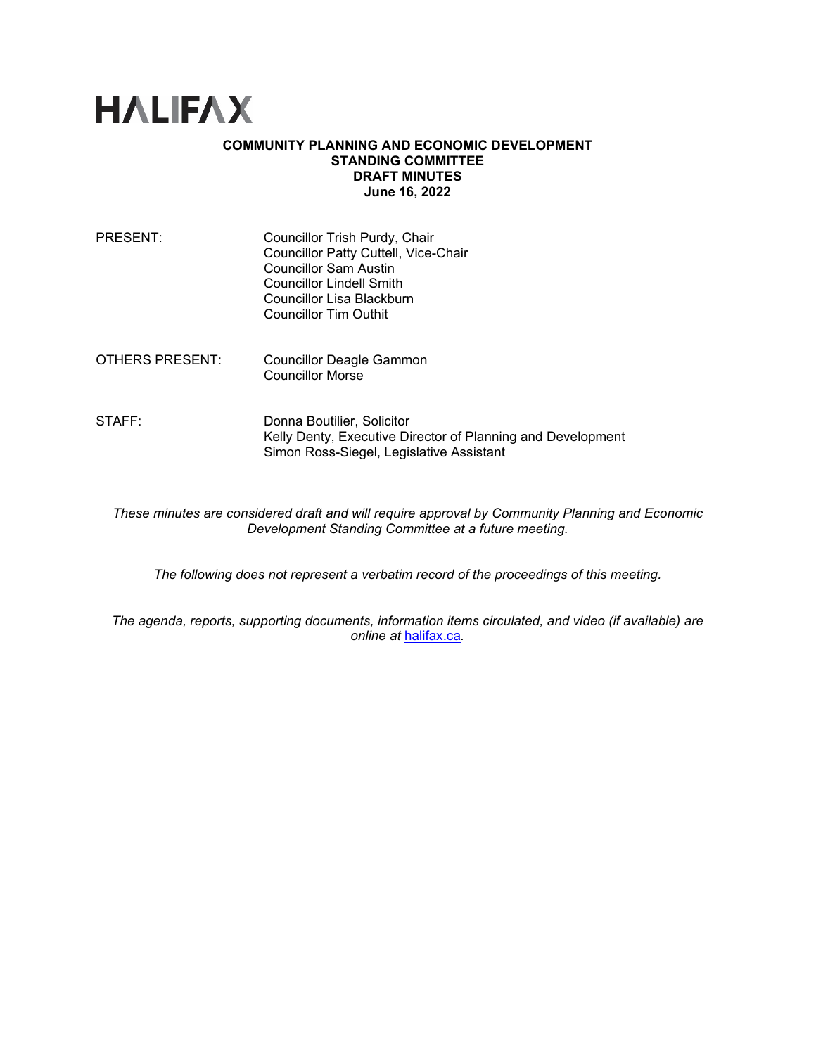# HALIFAX

**COMMUNITY PLANNING AND ECONOMIC DEVELOPMENT STANDING COMMITTEE DRAFT MINUTES June 16, 2022**

PRESENT: Councillor Trish Purdy, Chair
Councillor Patty Cuttell, Vice-Chair
Councillor Sam Austin
Councillor Lindell Smith
Councillor Lisa Blackburn
Councillor Tim Outhit

OTHERS PRESENT: Councillor Deagle Gammon
Councillor Morse

STAFF: Donna Boutilier, Solicitor
Kelly Denty, Executive Director of Planning and Development
Simon Ross-Siegel, Legislative Assistant

*These minutes are considered draft and will require approval by Community Planning and Economic Development Standing Committee at a future meeting.*

*The following does not represent a verbatim record of the proceedings of this meeting.*

*The agenda, reports, supporting documents, information items circulated, and video (if available) are online at [halifax.ca](halifax.ca).*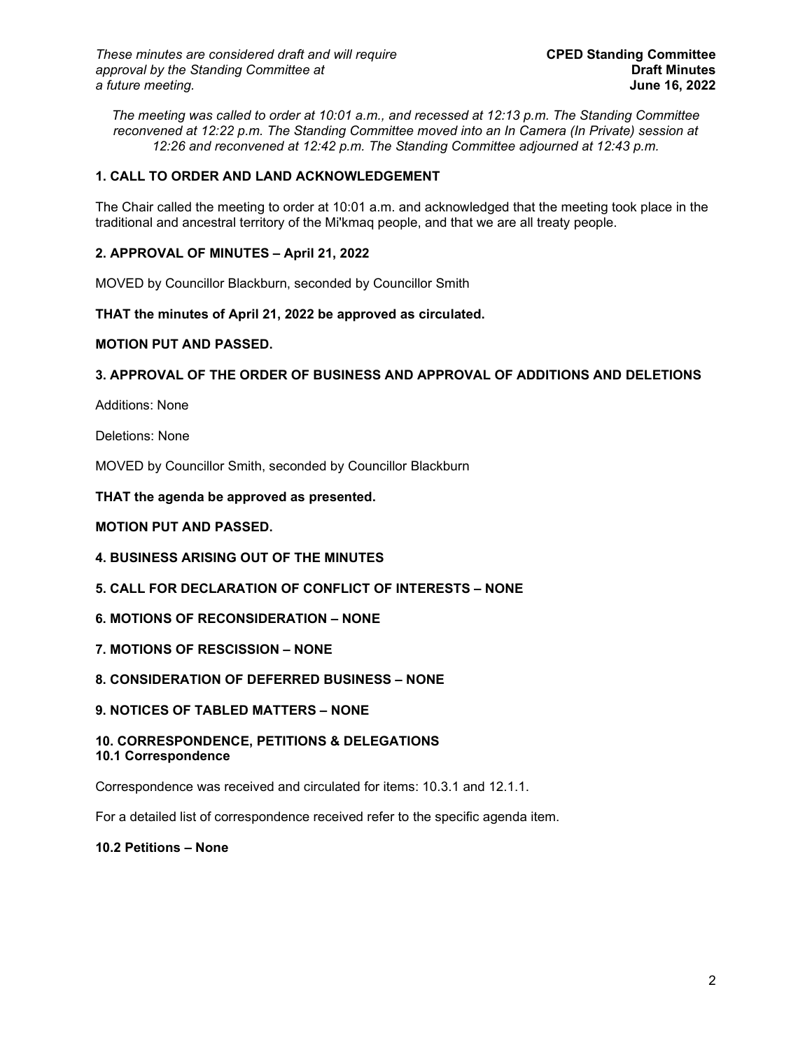*These minutes are considered draft and will require approval by the Standing Committee at a future meeting.*

**CPED Standing Committee**
**Draft Minutes**
**June 16, 2022**

*The meeting was called to order at 10:01 a.m., and recessed at 12:13 p.m. The Standing Committee reconvened at 12:22 p.m. The Standing Committee moved into an In Camera (In Private) session at 12:26 and reconvened at 12:42 p.m. The Standing Committee adjourned at 12:43 p.m.*

**1. CALL TO ORDER AND LAND ACKNOWLEDGEMENT**

The Chair called the meeting to order at 10:01 a.m. and acknowledged that the meeting took place in the traditional and ancestral territory of the Mi'kmaq people, and that we are all treaty people.

**2. APPROVAL OF MINUTES – April 21, 2022**

MOVED by Councillor Blackburn, seconded by Councillor Smith

**THAT the minutes of April 21, 2022 be approved as circulated.**

**MOTION PUT AND PASSED.**

**3. APPROVAL OF THE ORDER OF BUSINESS AND APPROVAL OF ADDITIONS AND DELETIONS**

Additions: None

Deletions: None

MOVED by Councillor Smith, seconded by Councillor Blackburn

**THAT the agenda be approved as presented.**

**MOTION PUT AND PASSED.**

**4. BUSINESS ARISING OUT OF THE MINUTES**

**5. CALL FOR DECLARATION OF CONFLICT OF INTERESTS – NONE**

**6. MOTIONS OF RECONSIDERATION – NONE**

**7. MOTIONS OF RESCISSION – NONE**

**8. CONSIDERATION OF DEFERRED BUSINESS – NONE**

**9. NOTICES OF TABLED MATTERS – NONE**

**10. CORRESPONDENCE, PETITIONS & DELEGATIONS**
**10.1 Correspondence**

Correspondence was received and circulated for items: 10.3.1 and 12.1.1.

For a detailed list of correspondence received refer to the specific agenda item.

**10.2 Petitions – None**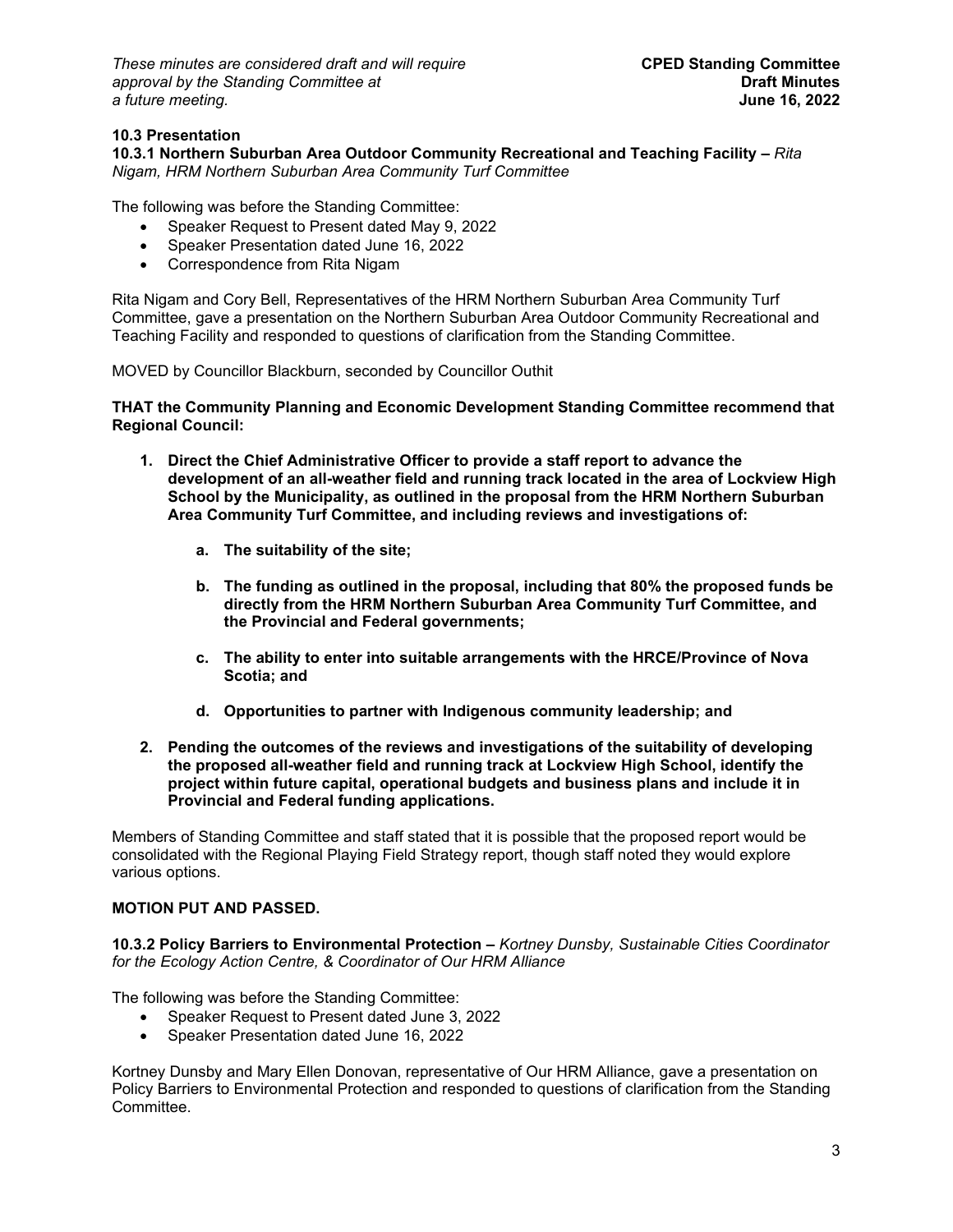### 10.3 Presentation

**10.3.1 Northern Suburban Area Outdoor Community Recreational and Teaching Facility –** *Rita Nigam, HRM Northern Suburban Area Community Turf Committee*

The following was before the Standing Committee:

- Speaker Request to Present dated May 9, 2022
- Speaker Presentation dated June 16, 2022
- Correspondence from Rita Nigam

Rita Nigam and Cory Bell, Representatives of the HRM Northern Suburban Area Community Turf Committee, gave a presentation on the Northern Suburban Area Outdoor Community Recreational and Teaching Facility and responded to questions of clarification from the Standing Committee.

MOVED by Councillor Blackburn, seconded by Councillor Outhit

**THAT the Community Planning and Economic Development Standing Committee recommend that Regional Council:**

1. **Direct the Chief Administrative Officer to provide a staff report to advance the development of an all-weather field and running track located in the area of Lockview High School by the Municipality, as outlined in the proposal from the HRM Northern Suburban Area Community Turf Committee, and including reviews and investigations of:**

    a. **The suitability of the site;**

    b. **The funding as outlined in the proposal, including that 80% the proposed funds be directly from the HRM Northern Suburban Area Community Turf Committee, and the Provincial and Federal governments;**

    c. **The ability to enter into suitable arrangements with the HRCE/Province of Nova Scotia; and**

    d. **Opportunities to partner with Indigenous community leadership; and**

2. **Pending the outcomes of the reviews and investigations of the suitability of developing the proposed all-weather field and running track at Lockview High School, identify the project within future capital, operational budgets and business plans and include it in Provincial and Federal funding applications.**

Members of Standing Committee and staff stated that it is possible that the proposed report would be consolidated with the Regional Playing Field Strategy report, though staff noted they would explore various options.

**MOTION PUT AND PASSED.**

**10.3.2 Policy Barriers to Environmental Protection –** *Kortney Dunsby, Sustainable Cities Coordinator for the Ecology Action Centre, & Coordinator of Our HRM Alliance*

The following was before the Standing Committee:

- Speaker Request to Present dated June 3, 2022
- Speaker Presentation dated June 16, 2022

Kortney Dunsby and Mary Ellen Donovan, representative of Our HRM Alliance, gave a presentation on Policy Barriers to Environmental Protection and responded to questions of clarification from the Standing Committee.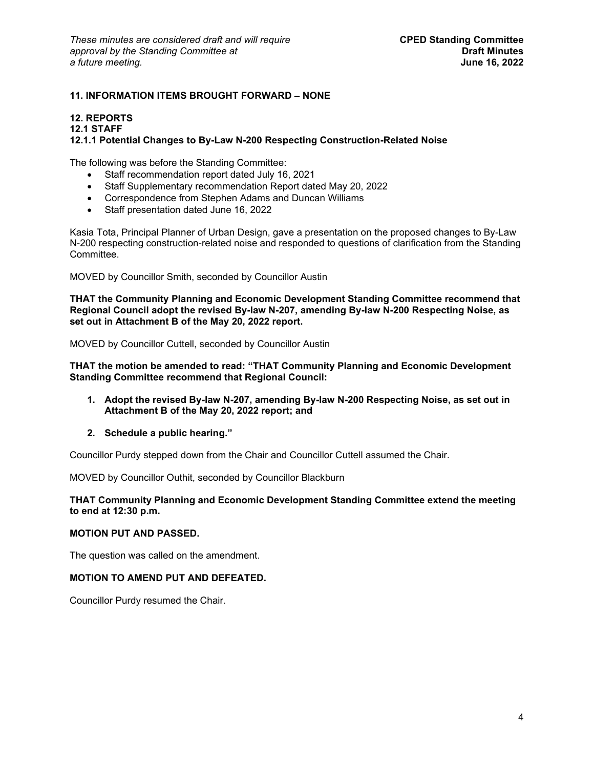## 11. INFORMATION ITEMS BROUGHT FORWARD – NONE

## 12. REPORTS

### 12.1 STAFF

### 12.1.1 Potential Changes to By-Law N-200 Respecting Construction-Related Noise

The following was before the Standing Committee:

- Staff recommendation report dated July 16, 2021
- Staff Supplementary recommendation Report dated May 20, 2022
- Correspondence from Stephen Adams and Duncan Williams
- Staff presentation dated June 16, 2022

Kasia Tota, Principal Planner of Urban Design, gave a presentation on the proposed changes to By-Law N-200 respecting construction-related noise and responded to questions of clarification from the Standing Committee.

MOVED by Councillor Smith, seconded by Councillor Austin

**THAT the Community Planning and Economic Development Standing Committee recommend that Regional Council adopt the revised By-law N-207, amending By-law N-200 Respecting Noise, as set out in Attachment B of the May 20, 2022 report.**

MOVED by Councillor Cuttell, seconded by Councillor Austin

**THAT the motion be amended to read: "THAT Community Planning and Economic Development Standing Committee recommend that Regional Council:**

1. **Adopt the revised By-law N-207, amending By-law N-200 Respecting Noise, as set out in Attachment B of the May 20, 2022 report; and**
2. **Schedule a public hearing."**

Councillor Purdy stepped down from the Chair and Councillor Cuttell assumed the Chair.

MOVED by Councillor Outhit, seconded by Councillor Blackburn

**THAT Community Planning and Economic Development Standing Committee extend the meeting to end at 12:30 p.m.**

**MOTION PUT AND PASSED.**

The question was called on the amendment.

**MOTION TO AMEND PUT AND DEFEATED.**

Councillor Purdy resumed the Chair.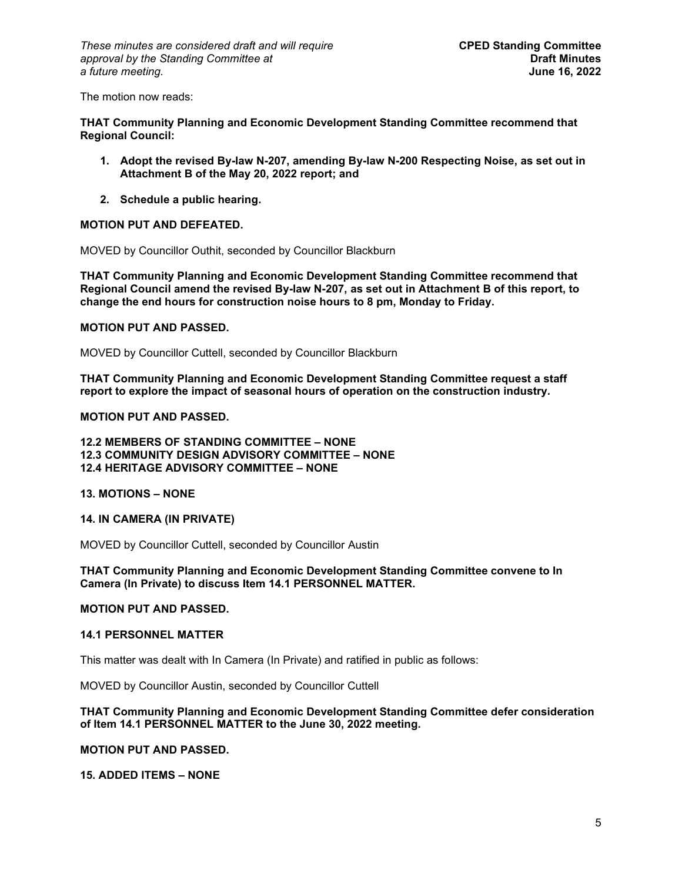The motion now reads:

**THAT Community Planning and Economic Development Standing Committee recommend that Regional Council:**

1. **Adopt the revised By-law N-207, amending By-law N-200 Respecting Noise, as set out in Attachment B of the May 20, 2022 report; and**
2. **Schedule a public hearing.**

**MOTION PUT AND DEFEATED.**

MOVED by Councillor Outhit, seconded by Councillor Blackburn

**THAT Community Planning and Economic Development Standing Committee recommend that Regional Council amend the revised By-law N-207, as set out in Attachment B of this report, to change the end hours for construction noise hours to 8 pm, Monday to Friday.**

**MOTION PUT AND PASSED.**

MOVED by Councillor Cuttell, seconded by Councillor Blackburn

**THAT Community Planning and Economic Development Standing Committee request a staff report to explore the impact of seasonal hours of operation on the construction industry.**

**MOTION PUT AND PASSED.**

**12.2 MEMBERS OF STANDING COMMITTEE – NONE**
**12.3 COMMUNITY DESIGN ADVISORY COMMITTEE – NONE**
**12.4 HERITAGE ADVISORY COMMITTEE – NONE**

**13. MOTIONS – NONE**

**14. IN CAMERA (IN PRIVATE)**

MOVED by Councillor Cuttell, seconded by Councillor Austin

**THAT Community Planning and Economic Development Standing Committee convene to In Camera (In Private) to discuss Item 14.1 PERSONNEL MATTER.**

**MOTION PUT AND PASSED.**

**14.1 PERSONNEL MATTER**

This matter was dealt with In Camera (In Private) and ratified in public as follows:

MOVED by Councillor Austin, seconded by Councillor Cuttell

**THAT Community Planning and Economic Development Standing Committee defer consideration of Item 14.1 PERSONNEL MATTER to the June 30, 2022 meeting.**

**MOTION PUT AND PASSED.**

**15. ADDED ITEMS – NONE**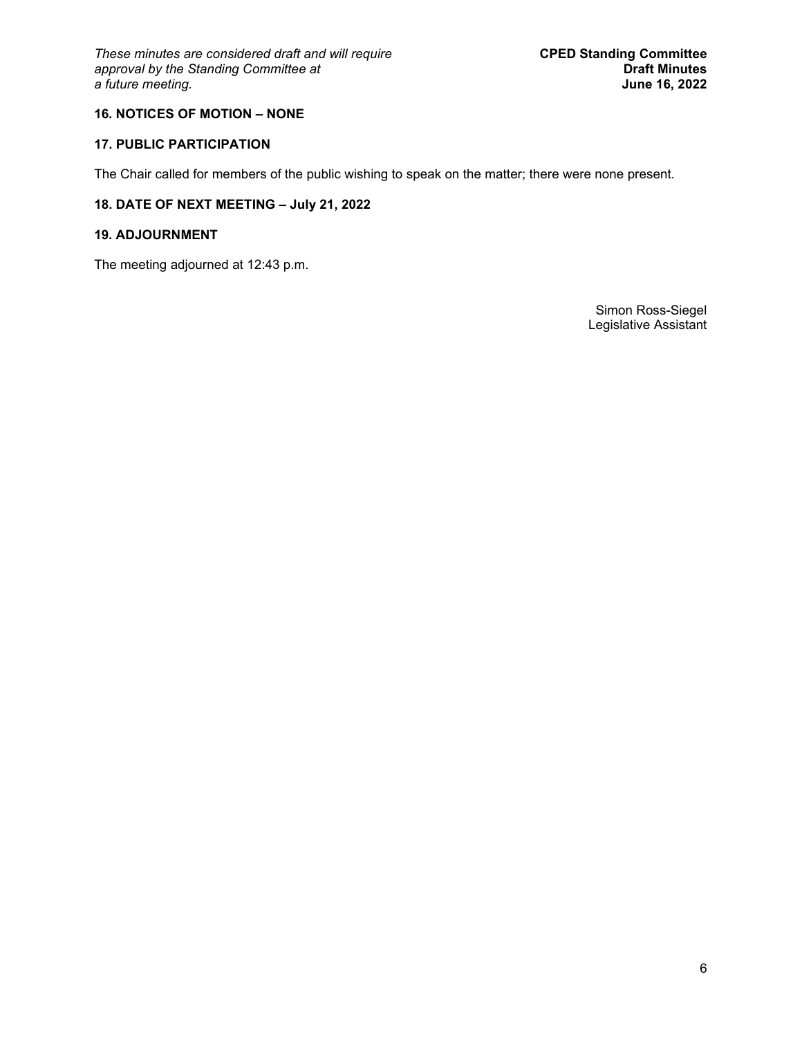**16. NOTICES OF MOTION – NONE**

**17. PUBLIC PARTICIPATION**

The Chair called for members of the public wishing to speak on the matter; there were none present.

**18. DATE OF NEXT MEETING – July 21, 2022**

**19. ADJOURNMENT**

The meeting adjourned at 12:43 p.m.

Simon Ross-Siegel
Legislative Assistant